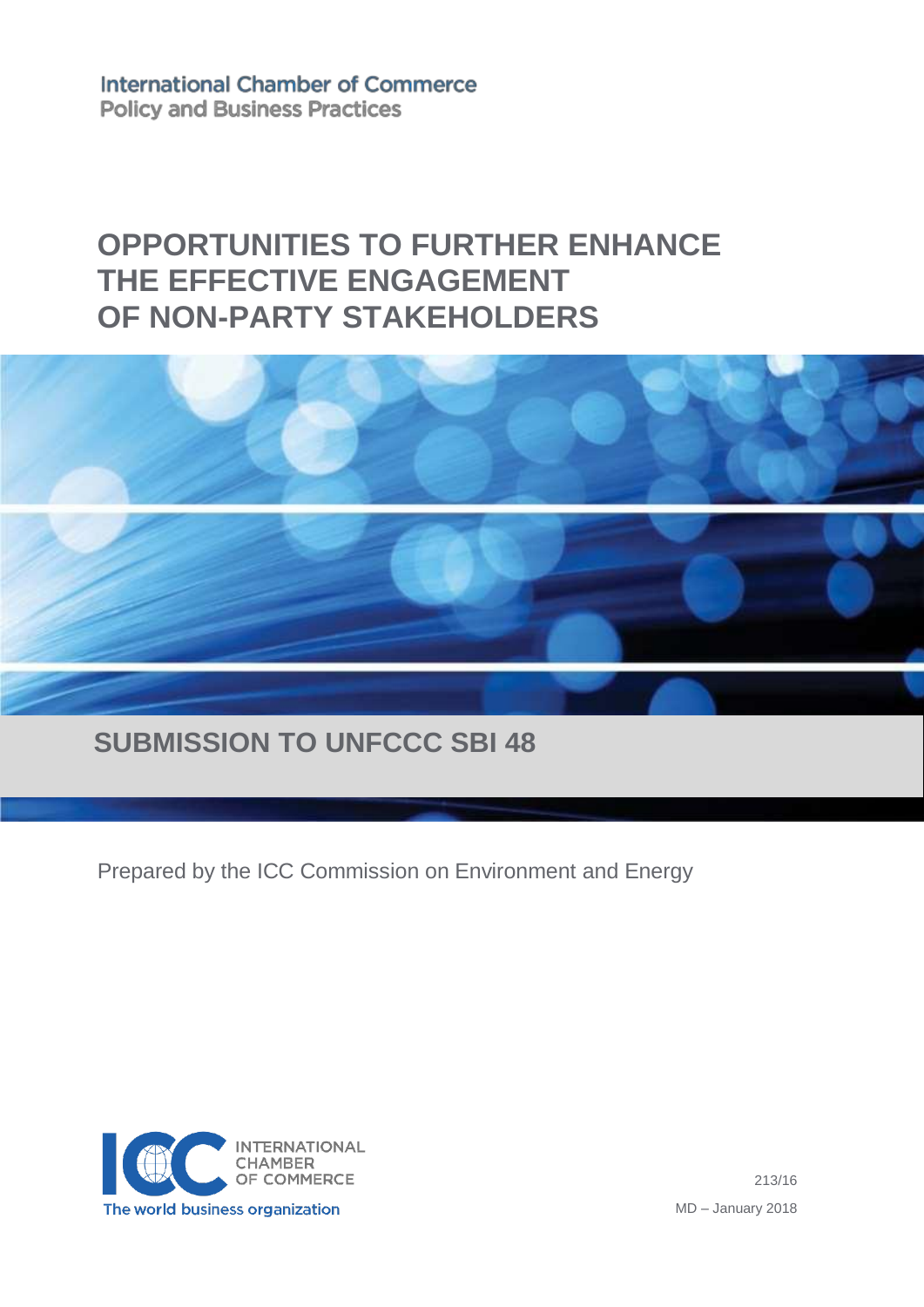International Chamber of Commerce
Policy and Business Practices

# OPPORTUNITIES TO FURTHER ENHANCE THE EFFECTIVE ENGAGEMENT OF NON-PARTY STAKEHOLDERS

## SUBMISSION TO UNFCCC SBI 48

Prepared by the ICC Commission on Environment and Energy

INTERNATIONAL CHAMBER OF COMMERCE
The world business organization

213/16

MD – January 2018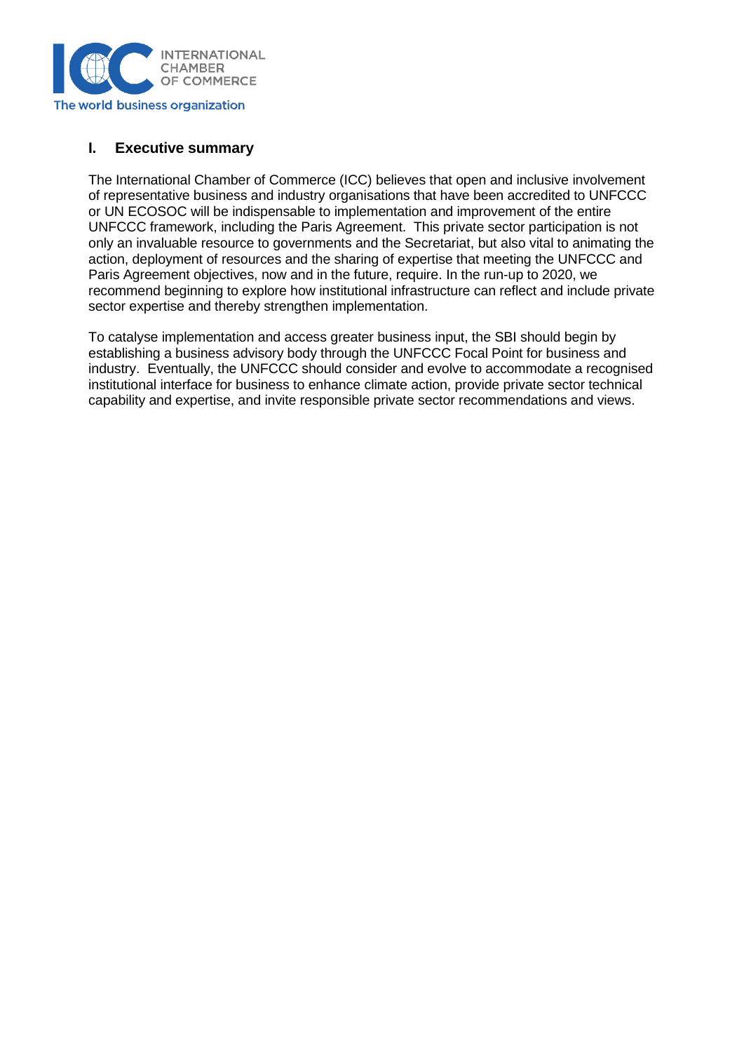## I. Executive summary

The International Chamber of Commerce (ICC) believes that open and inclusive involvement of representative business and industry organisations that have been accredited to UNFCCC or UN ECOSOC will be indispensable to implementation and improvement of the entire UNFCCC framework, including the Paris Agreement. This private sector participation is not only an invaluable resource to governments and the Secretariat, but also vital to animating the action, deployment of resources and the sharing of expertise that meeting the UNFCCC and Paris Agreement objectives, now and in the future, require. In the run-up to 2020, we recommend beginning to explore how institutional infrastructure can reflect and include private sector expertise and thereby strengthen implementation.

To catalyse implementation and access greater business input, the SBI should begin by establishing a business advisory body through the UNFCCC Focal Point for business and industry. Eventually, the UNFCCC should consider and evolve to accommodate a recognised institutional interface for business to enhance climate action, provide private sector technical capability and expertise, and invite responsible private sector recommendations and views.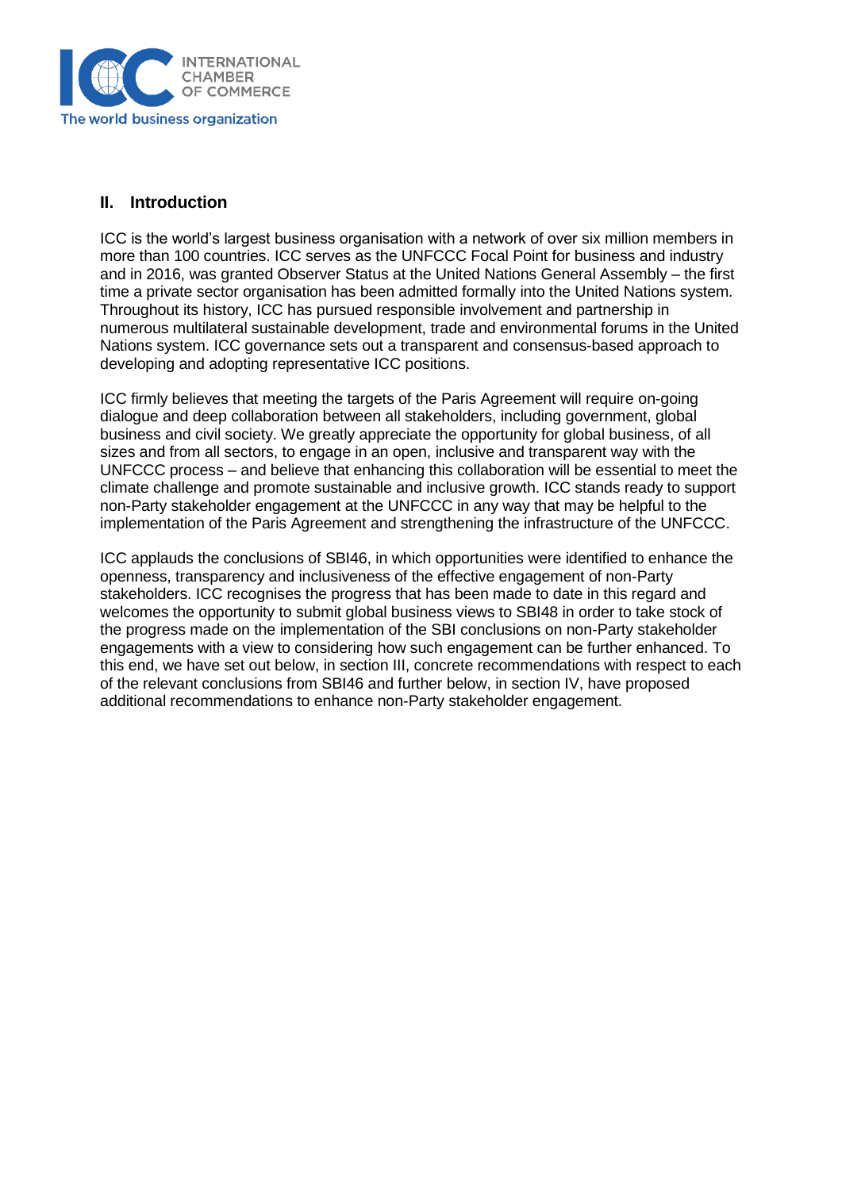## II. Introduction

ICC is the world's largest business organisation with a network of over six million members in more than 100 countries. ICC serves as the UNFCCC Focal Point for business and industry and in 2016, was granted Observer Status at the United Nations General Assembly – the first time a private sector organisation has been admitted formally into the United Nations system. Throughout its history, ICC has pursued responsible involvement and partnership in numerous multilateral sustainable development, trade and environmental forums in the United Nations system. ICC governance sets out a transparent and consensus-based approach to developing and adopting representative ICC positions.

ICC firmly believes that meeting the targets of the Paris Agreement will require on-going dialogue and deep collaboration between all stakeholders, including government, global business and civil society. We greatly appreciate the opportunity for global business, of all sizes and from all sectors, to engage in an open, inclusive and transparent way with the UNFCCC process – and believe that enhancing this collaboration will be essential to meet the climate challenge and promote sustainable and inclusive growth. ICC stands ready to support non-Party stakeholder engagement at the UNFCCC in any way that may be helpful to the implementation of the Paris Agreement and strengthening the infrastructure of the UNFCCC.

ICC applauds the conclusions of SBI46, in which opportunities were identified to enhance the openness, transparency and inclusiveness of the effective engagement of non-Party stakeholders. ICC recognises the progress that has been made to date in this regard and welcomes the opportunity to submit global business views to SBI48 in order to take stock of the progress made on the implementation of the SBI conclusions on non-Party stakeholder engagements with a view to considering how such engagement can be further enhanced. To this end, we have set out below, in section III, concrete recommendations with respect to each of the relevant conclusions from SBI46 and further below, in section IV, have proposed additional recommendations to enhance non-Party stakeholder engagement.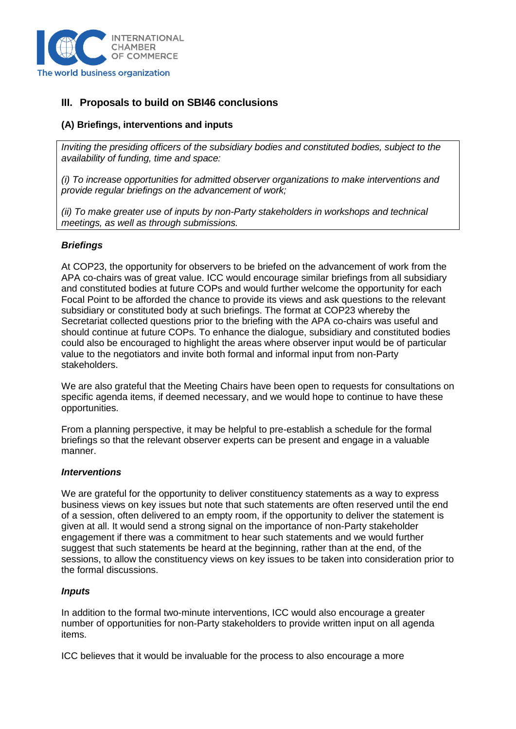## III. Proposals to build on SBI46 conclusions

### (A) Briefings, interventions and inputs

> *Inviting the presiding officers of the subsidiary bodies and constituted bodies, subject to the availability of funding, time and space:*
>
> *(i) To increase opportunities for admitted observer organizations to make interventions and provide regular briefings on the advancement of work;*
>
> *(ii) To make greater use of inputs by non-Party stakeholders in workshops and technical meetings, as well as through submissions.*

***Briefings***

At COP23, the opportunity for observers to be briefed on the advancement of work from the APA co-chairs was of great value. ICC would encourage similar briefings from all subsidiary and constituted bodies at future COPs and would further welcome the opportunity for each Focal Point to be afforded the chance to provide its views and ask questions to the relevant subsidiary or constituted body at such briefings. The format at COP23 whereby the Secretariat collected questions prior to the briefing with the APA co-chairs was useful and should continue at future COPs. To enhance the dialogue, subsidiary and constituted bodies could also be encouraged to highlight the areas where observer input would be of particular value to the negotiators and invite both formal and informal input from non-Party stakeholders.

We are also grateful that the Meeting Chairs have been open to requests for consultations on specific agenda items, if deemed necessary, and we would hope to continue to have these opportunities.

From a planning perspective, it may be helpful to pre-establish a schedule for the formal briefings so that the relevant observer experts can be present and engage in a valuable manner.

***Interventions***

We are grateful for the opportunity to deliver constituency statements as a way to express business views on key issues but note that such statements are often reserved until the end of a session, often delivered to an empty room, if the opportunity to deliver the statement is given at all. It would send a strong signal on the importance of non-Party stakeholder engagement if there was a commitment to hear such statements and we would further suggest that such statements be heard at the beginning, rather than at the end, of the sessions, to allow the constituency views on key issues to be taken into consideration prior to the formal discussions.

***Inputs***

In addition to the formal two-minute interventions, ICC would also encourage a greater number of opportunities for non-Party stakeholders to provide written input on all agenda items.

ICC believes that it would be invaluable for the process to also encourage a more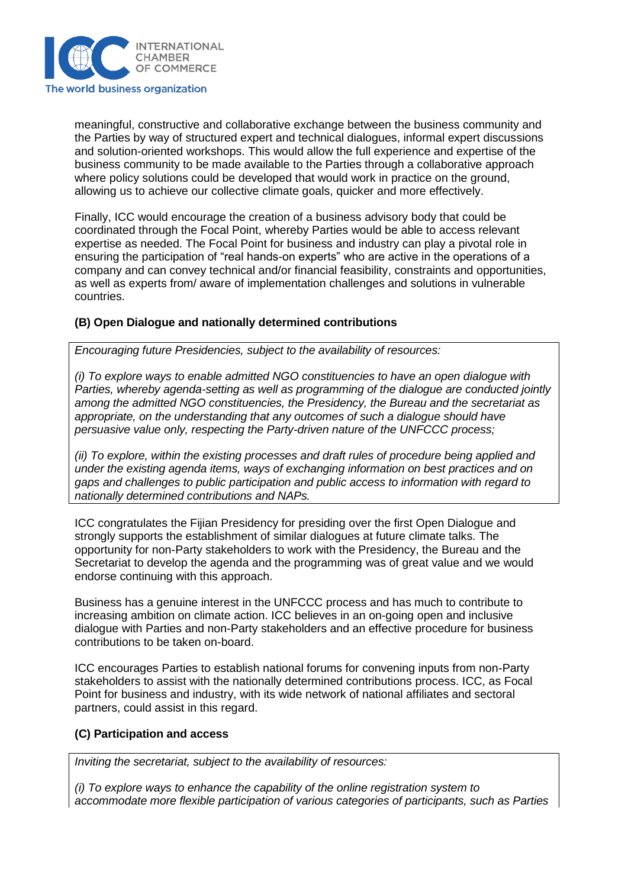meaningful, constructive and collaborative exchange between the business community and the Parties by way of structured expert and technical dialogues, informal expert discussions and solution-oriented workshops. This would allow the full experience and expertise of the business community to be made available to the Parties through a collaborative approach where policy solutions could be developed that would work in practice on the ground, allowing us to achieve our collective climate goals, quicker and more effectively.

Finally, ICC would encourage the creation of a business advisory body that could be coordinated through the Focal Point, whereby Parties would be able to access relevant expertise as needed. The Focal Point for business and industry can play a pivotal role in ensuring the participation of "real hands-on experts" who are active in the operations of a company and can convey technical and/or financial feasibility, constraints and opportunities, as well as experts from/ aware of implementation challenges and solutions in vulnerable countries.

### (B) Open Dialogue and nationally determined contributions

> *Encouraging future Presidencies, subject to the availability of resources:*
>
> *(i) To explore ways to enable admitted NGO constituencies to have an open dialogue with Parties, whereby agenda-setting as well as programming of the dialogue are conducted jointly among the admitted NGO constituencies, the Presidency, the Bureau and the secretariat as appropriate, on the understanding that any outcomes of such a dialogue should have persuasive value only, respecting the Party-driven nature of the UNFCCC process;*
>
> *(ii) To explore, within the existing processes and draft rules of procedure being applied and under the existing agenda items, ways of exchanging information on best practices and on gaps and challenges to public participation and public access to information with regard to nationally determined contributions and NAPs.*

ICC congratulates the Fijian Presidency for presiding over the first Open Dialogue and strongly supports the establishment of similar dialogues at future climate talks. The opportunity for non-Party stakeholders to work with the Presidency, the Bureau and the Secretariat to develop the agenda and the programming was of great value and we would endorse continuing with this approach.

Business has a genuine interest in the UNFCCC process and has much to contribute to increasing ambition on climate action. ICC believes in an on-going open and inclusive dialogue with Parties and non-Party stakeholders and an effective procedure for business contributions to be taken on-board.

ICC encourages Parties to establish national forums for convening inputs from non-Party stakeholders to assist with the nationally determined contributions process. ICC, as Focal Point for business and industry, with its wide network of national affiliates and sectoral partners, could assist in this regard.

### (C) Participation and access

> *Inviting the secretariat, subject to the availability of resources:*
>
> *(i) To explore ways to enhance the capability of the online registration system to accommodate more flexible participation of various categories of participants, such as Parties*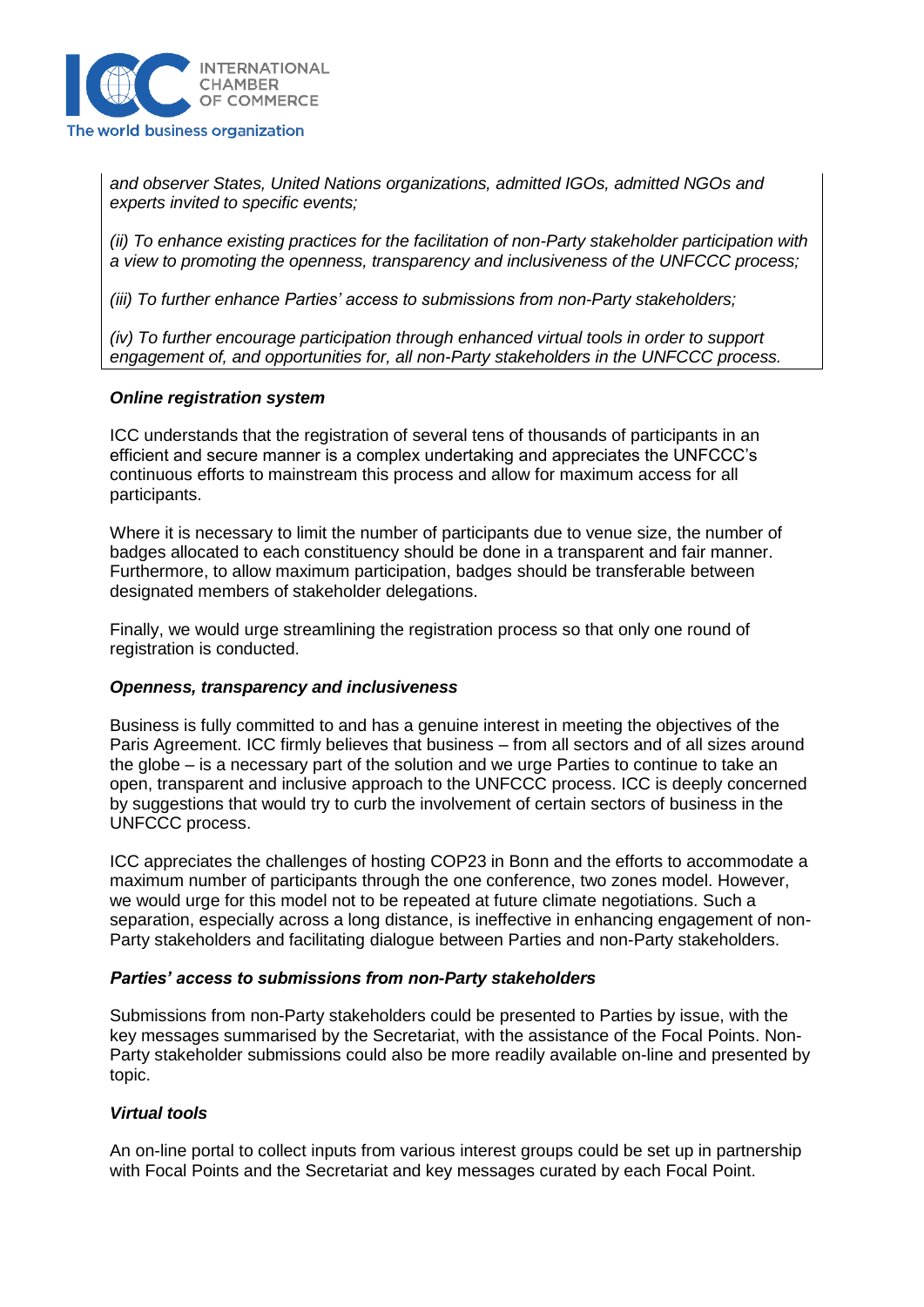*and observer States, United Nations organizations, admitted IGOs, admitted NGOs and experts invited to specific events;*

*(ii) To enhance existing practices for the facilitation of non-Party stakeholder participation with a view to promoting the openness, transparency and inclusiveness of the UNFCCC process;*

*(iii) To further enhance Parties' access to submissions from non-Party stakeholders;*

*(iv) To further encourage participation through enhanced virtual tools in order to support engagement of, and opportunities for, all non-Party stakeholders in the UNFCCC process.*

***Online registration system***

ICC understands that the registration of several tens of thousands of participants in an efficient and secure manner is a complex undertaking and appreciates the UNFCCC's continuous efforts to mainstream this process and allow for maximum access for all participants.

Where it is necessary to limit the number of participants due to venue size, the number of badges allocated to each constituency should be done in a transparent and fair manner. Furthermore, to allow maximum participation, badges should be transferable between designated members of stakeholder delegations.

Finally, we would urge streamlining the registration process so that only one round of registration is conducted.

***Openness, transparency and inclusiveness***

Business is fully committed to and has a genuine interest in meeting the objectives of the Paris Agreement. ICC firmly believes that business – from all sectors and of all sizes around the globe – is a necessary part of the solution and we urge Parties to continue to take an open, transparent and inclusive approach to the UNFCCC process. ICC is deeply concerned by suggestions that would try to curb the involvement of certain sectors of business in the UNFCCC process.

ICC appreciates the challenges of hosting COP23 in Bonn and the efforts to accommodate a maximum number of participants through the one conference, two zones model. However, we would urge for this model not to be repeated at future climate negotiations. Such a separation, especially across a long distance, is ineffective in enhancing engagement of non-Party stakeholders and facilitating dialogue between Parties and non-Party stakeholders.

***Parties' access to submissions from non-Party stakeholders***

Submissions from non-Party stakeholders could be presented to Parties by issue, with the key messages summarised by the Secretariat, with the assistance of the Focal Points. Non-Party stakeholder submissions could also be more readily available on-line and presented by topic.

***Virtual tools***

An on-line portal to collect inputs from various interest groups could be set up in partnership with Focal Points and the Secretariat and key messages curated by each Focal Point.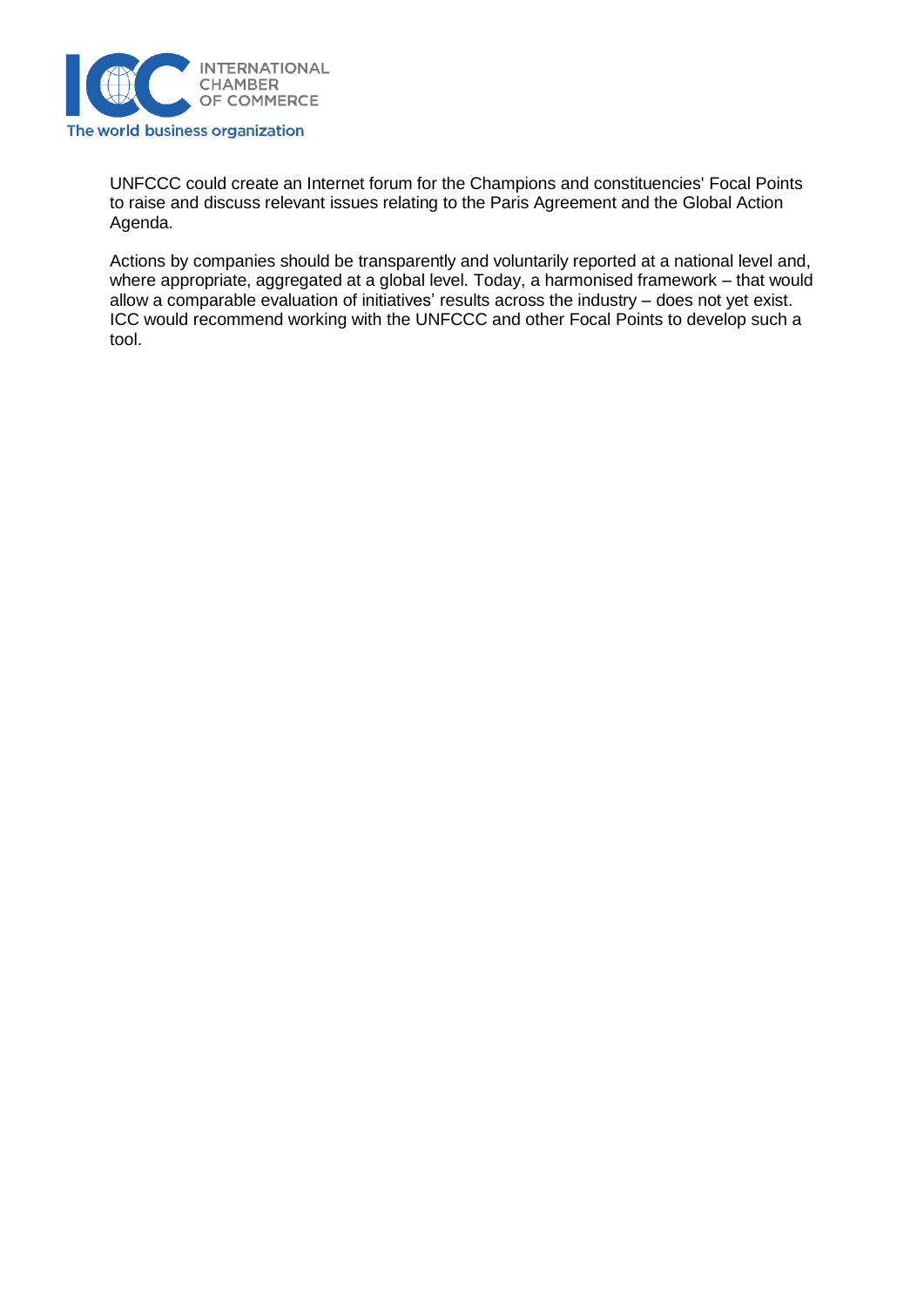UNFCCC could create an Internet forum for the Champions and constituencies' Focal Points to raise and discuss relevant issues relating to the Paris Agreement and the Global Action Agenda.

Actions by companies should be transparently and voluntarily reported at a national level and, where appropriate, aggregated at a global level. Today, a harmonised framework – that would allow a comparable evaluation of initiatives' results across the industry – does not yet exist. ICC would recommend working with the UNFCCC and other Focal Points to develop such a tool.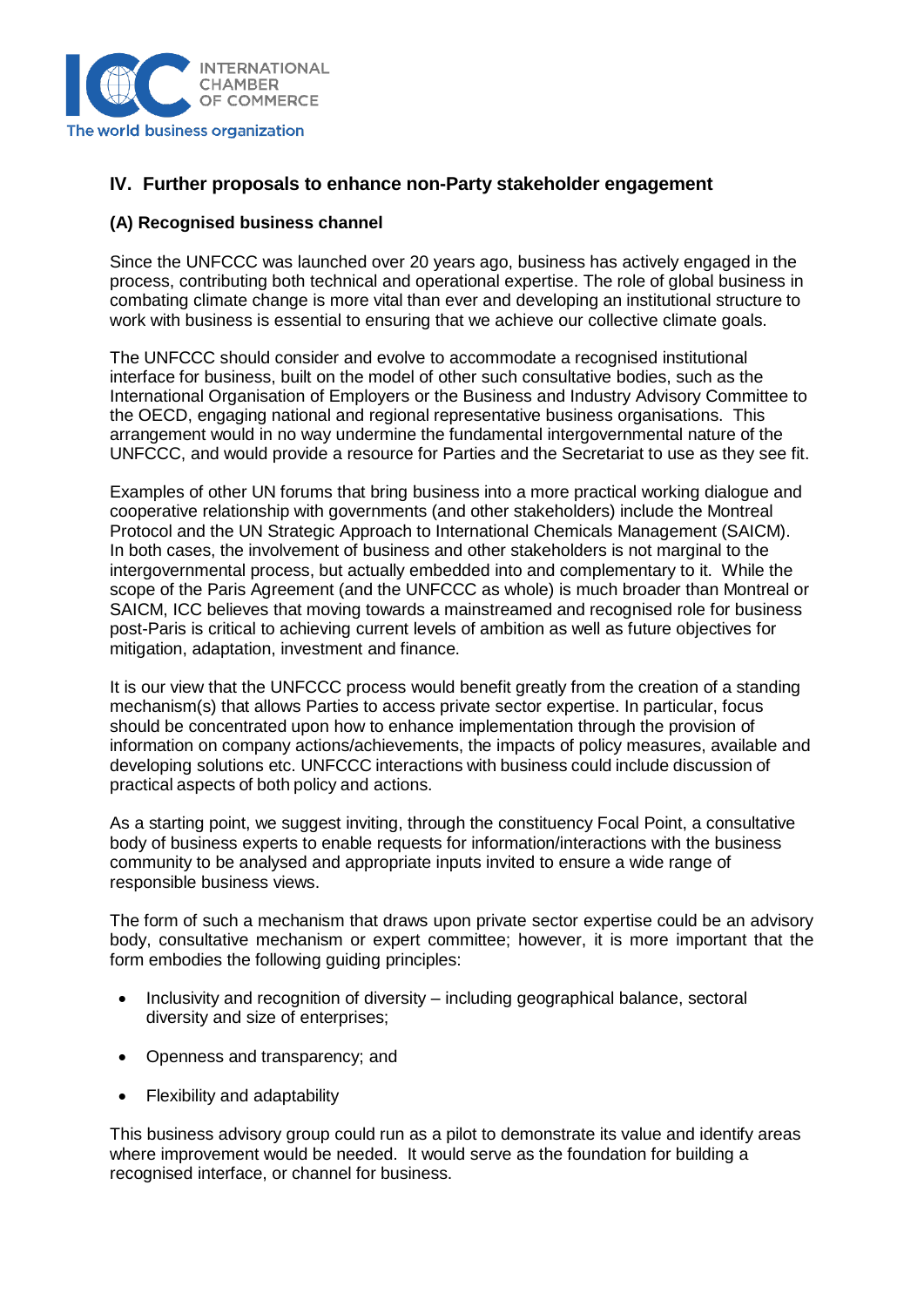## IV. Further proposals to enhance non-Party stakeholder engagement

### (A) Recognised business channel

Since the UNFCCC was launched over 20 years ago, business has actively engaged in the process, contributing both technical and operational expertise. The role of global business in combating climate change is more vital than ever and developing an institutional structure to work with business is essential to ensuring that we achieve our collective climate goals.

The UNFCCC should consider and evolve to accommodate a recognised institutional interface for business, built on the model of other such consultative bodies, such as the International Organisation of Employers or the Business and Industry Advisory Committee to the OECD, engaging national and regional representative business organisations. This arrangement would in no way undermine the fundamental intergovernmental nature of the UNFCCC, and would provide a resource for Parties and the Secretariat to use as they see fit.

Examples of other UN forums that bring business into a more practical working dialogue and cooperative relationship with governments (and other stakeholders) include the Montreal Protocol and the UN Strategic Approach to International Chemicals Management (SAICM). In both cases, the involvement of business and other stakeholders is not marginal to the intergovernmental process, but actually embedded into and complementary to it. While the scope of the Paris Agreement (and the UNFCCC as whole) is much broader than Montreal or SAICM, ICC believes that moving towards a mainstreamed and recognised role for business post-Paris is critical to achieving current levels of ambition as well as future objectives for mitigation, adaptation, investment and finance.

It is our view that the UNFCCC process would benefit greatly from the creation of a standing mechanism(s) that allows Parties to access private sector expertise. In particular, focus should be concentrated upon how to enhance implementation through the provision of information on company actions/achievements, the impacts of policy measures, available and developing solutions etc. UNFCCC interactions with business could include discussion of practical aspects of both policy and actions.

As a starting point, we suggest inviting, through the constituency Focal Point, a consultative body of business experts to enable requests for information/interactions with the business community to be analysed and appropriate inputs invited to ensure a wide range of responsible business views.

The form of such a mechanism that draws upon private sector expertise could be an advisory body, consultative mechanism or expert committee; however, it is more important that the form embodies the following guiding principles:

- Inclusivity and recognition of diversity – including geographical balance, sectoral diversity and size of enterprises;
- Openness and transparency; and
- Flexibility and adaptability

This business advisory group could run as a pilot to demonstrate its value and identify areas where improvement would be needed. It would serve as the foundation for building a recognised interface, or channel for business.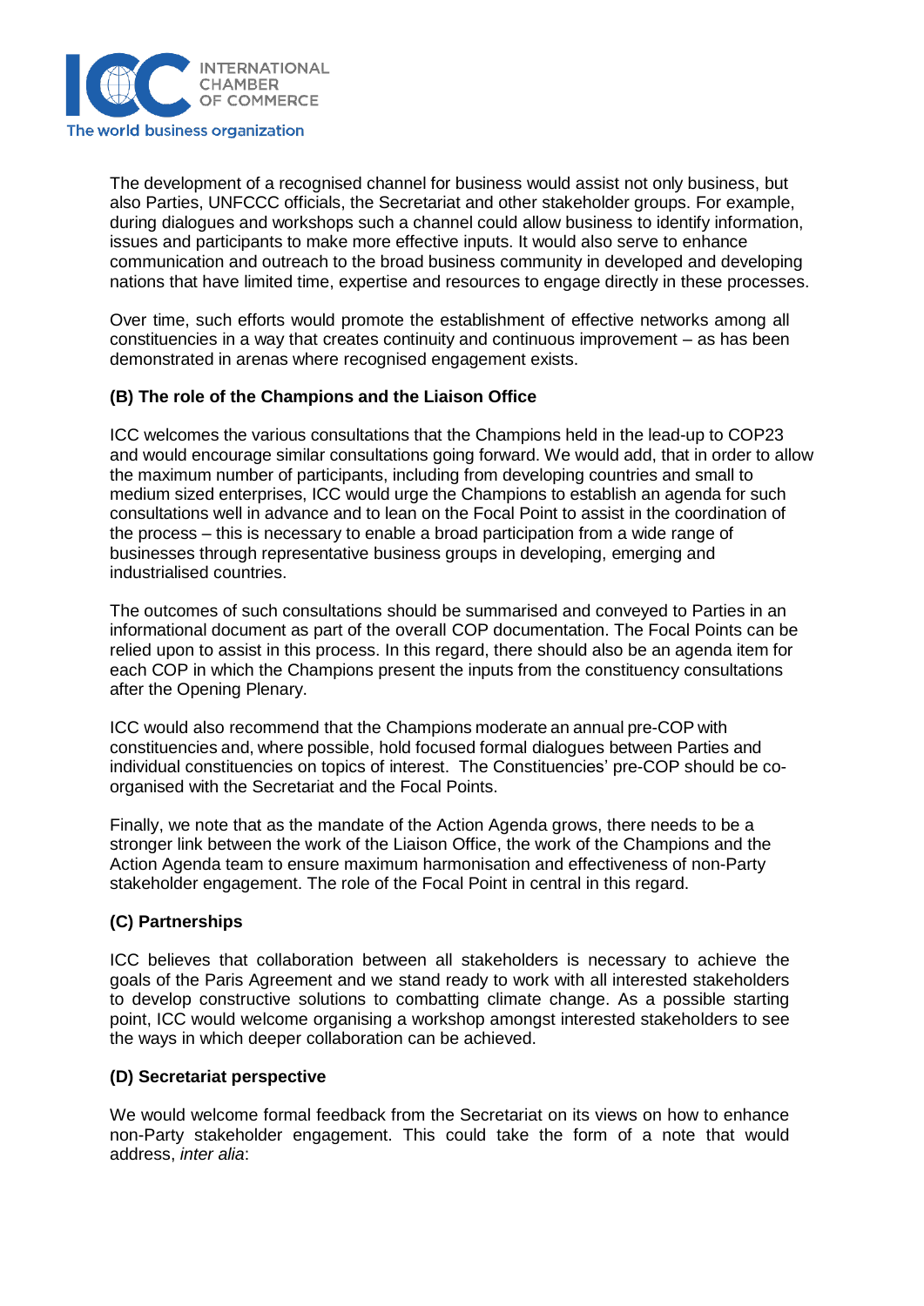The development of a recognised channel for business would assist not only business, but also Parties, UNFCCC officials, the Secretariat and other stakeholder groups. For example, during dialogues and workshops such a channel could allow business to identify information, issues and participants to make more effective inputs. It would also serve to enhance communication and outreach to the broad business community in developed and developing nations that have limited time, expertise and resources to engage directly in these processes.

Over time, such efforts would promote the establishment of effective networks among all constituencies in a way that creates continuity and continuous improvement – as has been demonstrated in arenas where recognised engagement exists.

### (B) The role of the Champions and the Liaison Office

ICC welcomes the various consultations that the Champions held in the lead-up to COP23 and would encourage similar consultations going forward. We would add, that in order to allow the maximum number of participants, including from developing countries and small to medium sized enterprises, ICC would urge the Champions to establish an agenda for such consultations well in advance and to lean on the Focal Point to assist in the coordination of the process – this is necessary to enable a broad participation from a wide range of businesses through representative business groups in developing, emerging and industrialised countries.

The outcomes of such consultations should be summarised and conveyed to Parties in an informational document as part of the overall COP documentation. The Focal Points can be relied upon to assist in this process. In this regard, there should also be an agenda item for each COP in which the Champions present the inputs from the constituency consultations after the Opening Plenary.

ICC would also recommend that the Champions moderate an annual pre-COP with constituencies and, where possible, hold focused formal dialogues between Parties and individual constituencies on topics of interest. The Constituencies' pre-COP should be co-organised with the Secretariat and the Focal Points.

Finally, we note that as the mandate of the Action Agenda grows, there needs to be a stronger link between the work of the Liaison Office, the work of the Champions and the Action Agenda team to ensure maximum harmonisation and effectiveness of non-Party stakeholder engagement. The role of the Focal Point in central in this regard.

### (C) Partnerships

ICC believes that collaboration between all stakeholders is necessary to achieve the goals of the Paris Agreement and we stand ready to work with all interested stakeholders to develop constructive solutions to combatting climate change. As a possible starting point, ICC would welcome organising a workshop amongst interested stakeholders to see the ways in which deeper collaboration can be achieved.

### (D) Secretariat perspective

We would welcome formal feedback from the Secretariat on its views on how to enhance non-Party stakeholder engagement. This could take the form of a note that would address, *inter alia*: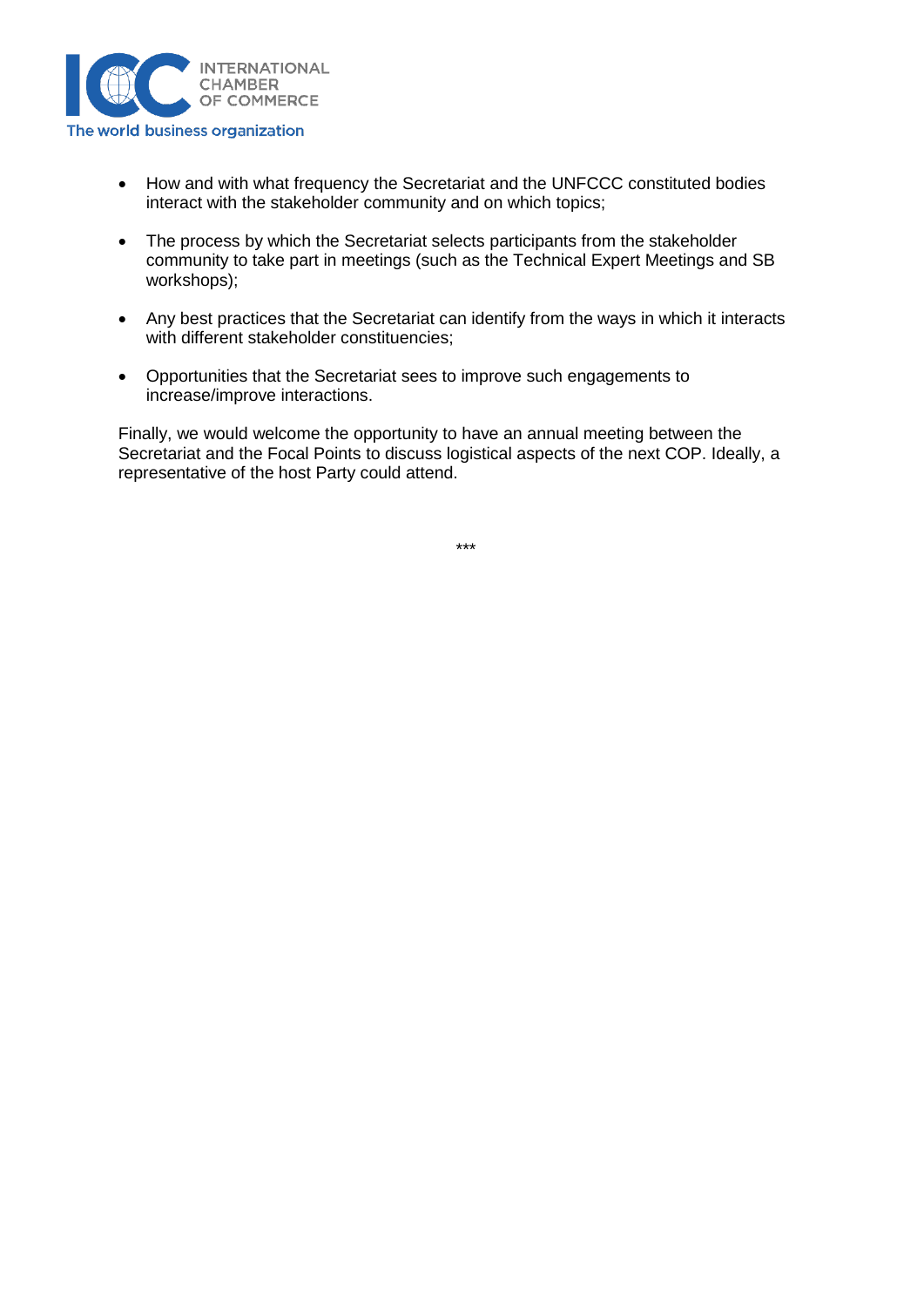- How and with what frequency the Secretariat and the UNFCCC constituted bodies interact with the stakeholder community and on which topics;
- The process by which the Secretariat selects participants from the stakeholder community to take part in meetings (such as the Technical Expert Meetings and SB workshops);
- Any best practices that the Secretariat can identify from the ways in which it interacts with different stakeholder constituencies;
- Opportunities that the Secretariat sees to improve such engagements to increase/improve interactions.

Finally, we would welcome the opportunity to have an annual meeting between the Secretariat and the Focal Points to discuss logistical aspects of the next COP. Ideally, a representative of the host Party could attend.

***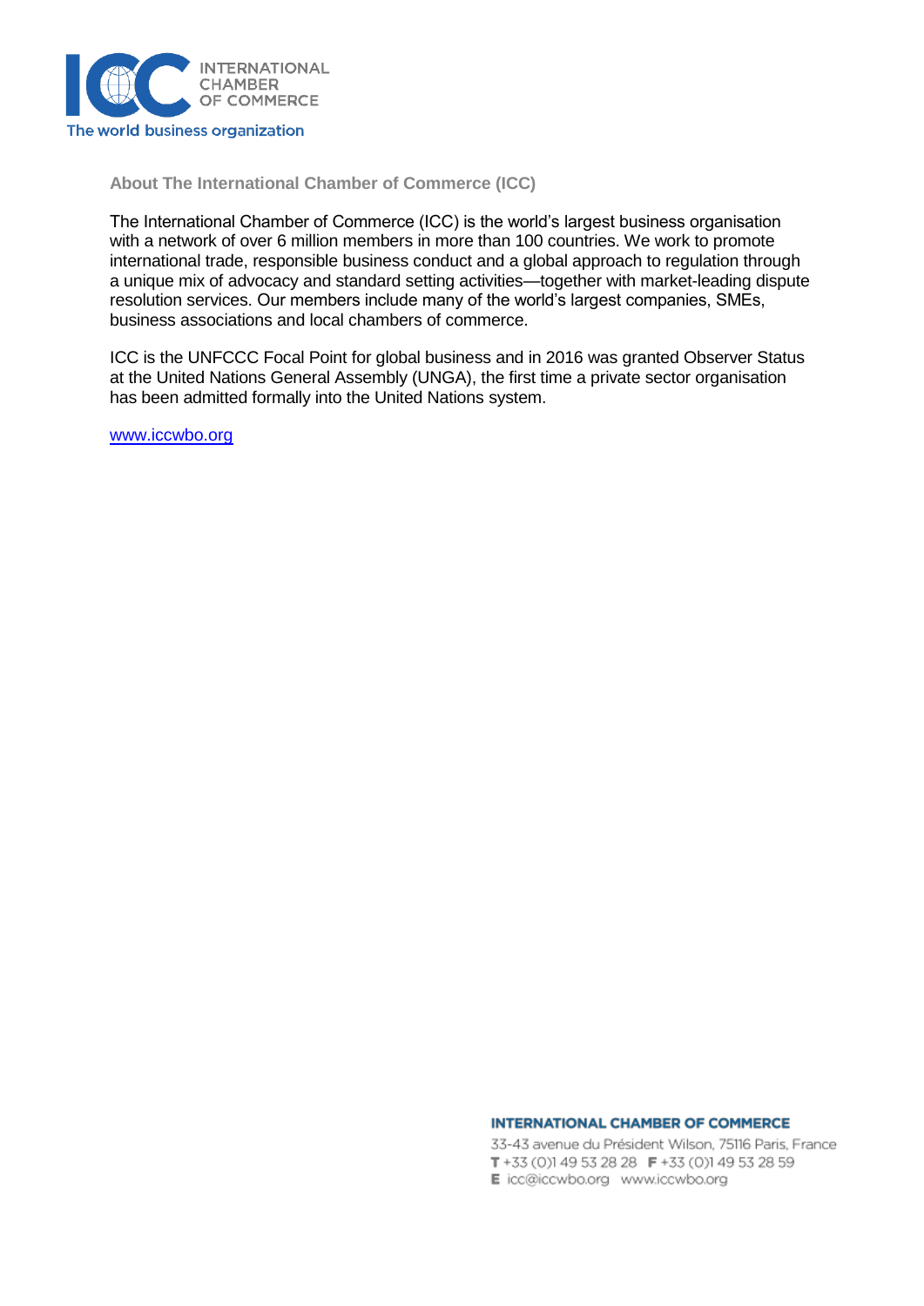INTERNATIONAL CHAMBER OF COMMERCE

The world business organization

## About The International Chamber of Commerce (ICC)

The International Chamber of Commerce (ICC) is the world's largest business organisation with a network of over 6 million members in more than 100 countries. We work to promote international trade, responsible business conduct and a global approach to regulation through a unique mix of advocacy and standard setting activities—together with market-leading dispute resolution services. Our members include many of the world's largest companies, SMEs, business associations and local chambers of commerce.

ICC is the UNFCCC Focal Point for global business and in 2016 was granted Observer Status at the United Nations General Assembly (UNGA), the first time a private sector organisation has been admitted formally into the United Nations system.

www.iccwbo.org

**INTERNATIONAL CHAMBER OF COMMERCE**

33-43 avenue du Président Wilson, 75116 Paris, France
T +33 (0)1 49 53 28 28 F +33 (0)1 49 53 28 59
E icc@iccwbo.org www.iccwbo.org